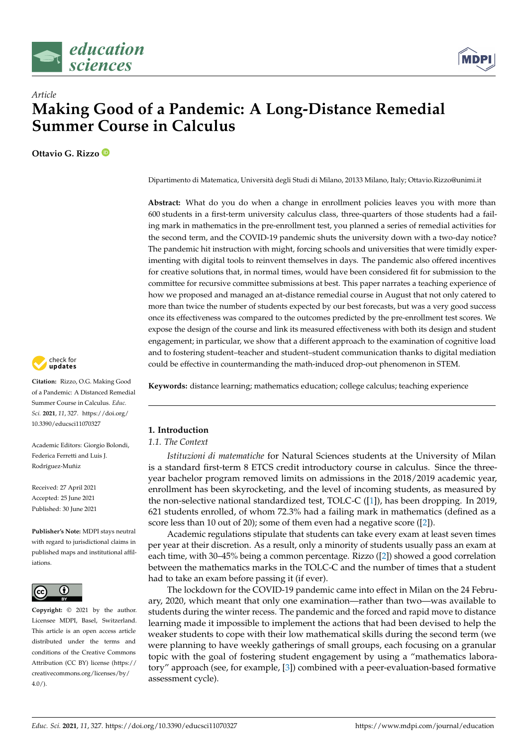*Article*

# Making Good of a Pandemic: A Long-Distance Remedial Summer Course in Calculus

**Ottavio G. Rizzo**

Dipartimento di Matematica, Università degli Studi di Milano, 20133 Milano, Italy; Ottavio.Rizzo@unimi.it

**Abstract:** What do you do when a change in enrollment policies leaves you with more than 600 students in a first-term university calculus class, three-quarters of those students had a failing mark in mathematics in the pre-enrollment test, you planned a series of remedial activities for the second term, and the COVID-19 pandemic shuts the university down with a two-day notice? The pandemic hit instruction with might, forcing schools and universities that were timidly experimenting with digital tools to reinvent themselves in days. The pandemic also offered incentives for creative solutions that, in normal times, would have been considered fit for submission to the committee for recursive committee submissions at best. This paper narrates a teaching experience of how we proposed and managed an at-distance remedial course in August that not only catered to more than twice the number of students expected by our best forecasts, but was a very good success once its effectiveness was compared to the outcomes predicted by the pre-enrollment test scores. We expose the design of the course and link its measured effectiveness with both its design and student engagement; in particular, we show that a different approach to the examination of cognitive load and to fostering student–teacher and student–student communication thanks to digital mediation could be effective in countermanding the math-induced drop-out phenomenon in STEM.

**Keywords:** distance learning; mathematics education; college calculus; teaching experience

**Citation:** Rizzo, O.G. Making Good of a Pandemic: A Distanced Remedial Summer Course in Calculus. *Educ. Sci.* **2021**, *11*, 327. https://doi.org/10.3390/educsci11070327

Academic Editors: Giorgio Bolondi, Federica Ferretti and Luis J. Rodríguez-Muñiz

Received: 27 April 2021
Accepted: 25 June 2021
Published: 30 June 2021

**Publisher's Note:** MDPI stays neutral with regard to jurisdictional claims in published maps and institutional affiliations.

**Copyright:** © 2021 by the author. Licensee MDPI, Basel, Switzerland. This article is an open access article distributed under the terms and conditions of the Creative Commons Attribution (CC BY) license (https://creativecommons.org/licenses/by/4.0/).

## 1. Introduction

### 1.1. The Context

*Istituzioni di matematiche* for Natural Sciences students at the University of Milan is a standard first-term 8 ETCS credit introductory course in calculus. Since the three-year bachelor program removed limits on admissions in the 2018/2019 academic year, enrollment has been skyrocketing, and the level of incoming students, as measured by the non-selective national standardized test, TOLC-C ([1]), has been dropping. In 2019, 621 students enrolled, of whom 72.3% had a failing mark in mathematics (defined as a score less than 10 out of 20); some of them even had a negative score ([2]).

Academic regulations stipulate that students can take every exam at least seven times per year at their discretion. As a result, only a minority of students usually pass an exam at each time, with 30–45% being a common percentage. Rizzo ([2]) showed a good correlation between the mathematics marks in the TOLC-C and the number of times that a student had to take an exam before passing it (if ever).

The lockdown for the COVID-19 pandemic came into effect in Milan on the 24 February, 2020, which meant that only one examination—rather than two—was available to students during the winter recess. The pandemic and the forced and rapid move to distance learning made it impossible to implement the actions that had been devised to help the weaker students to cope with their low mathematical skills during the second term (we were planning to have weekly gatherings of small groups, each focusing on a granular topic with the goal of fostering student engagement by using a "mathematics laboratory" approach (see, for example, [3]) combined with a peer-evaluation-based formative assessment cycle).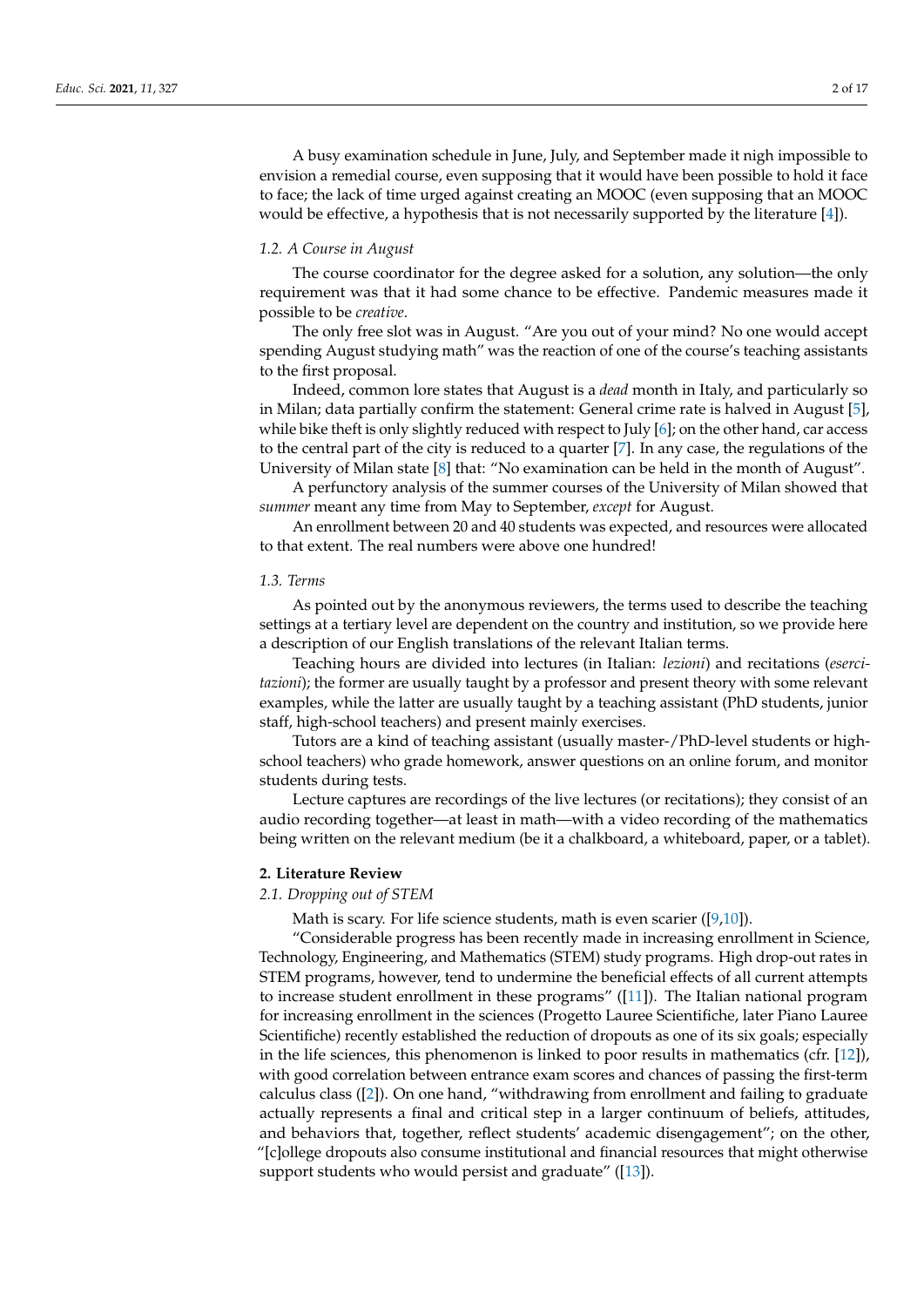A busy examination schedule in June, July, and September made it nigh impossible to envision a remedial course, even supposing that it would have been possible to hold it face to face; the lack of time urged against creating an MOOC (even supposing that an MOOC would be effective, a hypothesis that is not necessarily supported by the literature [4]).

### 1.2. A Course in August

The course coordinator for the degree asked for a solution, any solution—the only requirement was that it had some chance to be effective. Pandemic measures made it possible to be *creative*.

The only free slot was in August. "Are you out of your mind? No one would accept spending August studying math" was the reaction of one of the course's teaching assistants to the first proposal.

Indeed, common lore states that August is a *dead* month in Italy, and particularly so in Milan; data partially confirm the statement: General crime rate is halved in August [5], while bike theft is only slightly reduced with respect to July [6]; on the other hand, car access to the central part of the city is reduced to a quarter [7]. In any case, the regulations of the University of Milan state [8] that: "No examination can be held in the month of August".

A perfunctory analysis of the summer courses of the University of Milan showed that *summer* meant any time from May to September, *except* for August.

An enrollment between 20 and 40 students was expected, and resources were allocated to that extent. The real numbers were above one hundred!

### 1.3. Terms

As pointed out by the anonymous reviewers, the terms used to describe the teaching settings at a tertiary level are dependent on the country and institution, so we provide here a description of our English translations of the relevant Italian terms.

Teaching hours are divided into lectures (in Italian: *lezioni*) and recitations (*esercitazioni*); the former are usually taught by a professor and present theory with some relevant examples, while the latter are usually taught by a teaching assistant (PhD students, junior staff, high-school teachers) and present mainly exercises.

Tutors are a kind of teaching assistant (usually master-/PhD-level students or high-school teachers) who grade homework, answer questions on an online forum, and monitor students during tests.

Lecture captures are recordings of the live lectures (or recitations); they consist of an audio recording together—at least in math—with a video recording of the mathematics being written on the relevant medium (be it a chalkboard, a whiteboard, paper, or a tablet).

## 2. Literature Review

### 2.1. Dropping out of STEM

Math is scary. For life science students, math is even scarier ([9,10]).

"Considerable progress has been recently made in increasing enrollment in Science, Technology, Engineering, and Mathematics (STEM) study programs. High drop-out rates in STEM programs, however, tend to undermine the beneficial effects of all current attempts to increase student enrollment in these programs" ([11]). The Italian national program for increasing enrollment in the sciences (Progetto Lauree Scientifiche, later Piano Lauree Scientifiche) recently established the reduction of dropouts as one of its six goals; especially in the life sciences, this phenomenon is linked to poor results in mathematics (cfr. [12]), with good correlation between entrance exam scores and chances of passing the first-term calculus class ([2]). On one hand, "withdrawing from enrollment and failing to graduate actually represents a final and critical step in a larger continuum of beliefs, attitudes, and behaviors that, together, reflect students' academic disengagement"; on the other, "[c]ollege dropouts also consume institutional and financial resources that might otherwise support students who would persist and graduate" ([13]).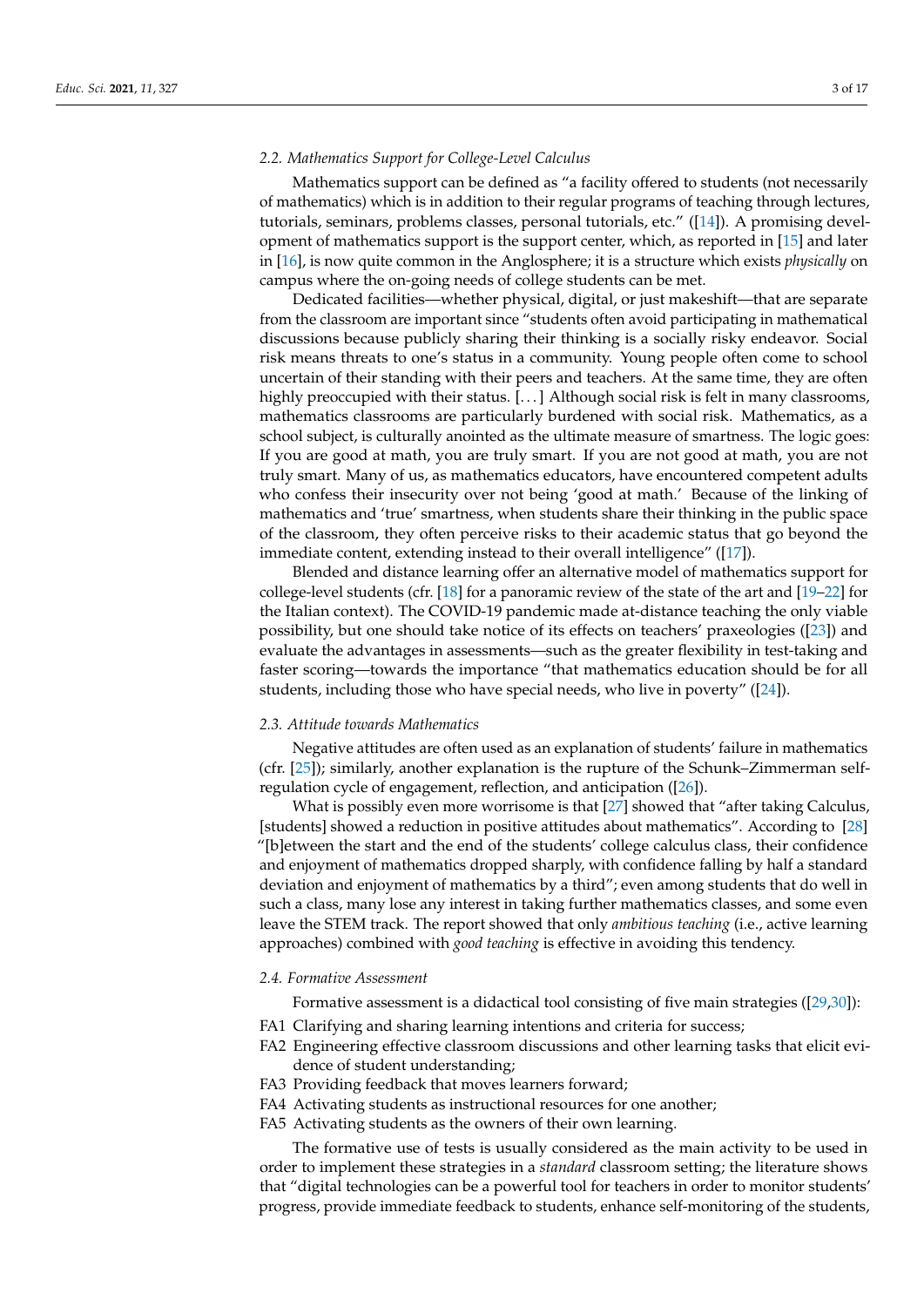### 2.2. Mathematics Support for College-Level Calculus

Mathematics support can be defined as "a facility offered to students (not necessarily of mathematics) which is in addition to their regular programs of teaching through lectures, tutorials, seminars, problems classes, personal tutorials, etc." ([14]). A promising development of mathematics support is the support center, which, as reported in [15] and later in [16], is now quite common in the Anglosphere; it is a structure which exists *physically* on campus where the on-going needs of college students can be met.

Dedicated facilities—whether physical, digital, or just makeshift—that are separate from the classroom are important since "students often avoid participating in mathematical discussions because publicly sharing their thinking is a socially risky endeavor. Social risk means threats to one's status in a community. Young people often come to school uncertain of their standing with their peers and teachers. At the same time, they are often highly preoccupied with their status. [. . . ] Although social risk is felt in many classrooms, mathematics classrooms are particularly burdened with social risk. Mathematics, as a school subject, is culturally anointed as the ultimate measure of smartness. The logic goes: If you are good at math, you are truly smart. If you are not good at math, you are not truly smart. Many of us, as mathematics educators, have encountered competent adults who confess their insecurity over not being 'good at math.' Because of the linking of mathematics and 'true' smartness, when students share their thinking in the public space of the classroom, they often perceive risks to their academic status that go beyond the immediate content, extending instead to their overall intelligence" ([17]).

Blended and distance learning offer an alternative model of mathematics support for college-level students (cfr. [18] for a panoramic review of the state of the art and [19–22] for the Italian context). The COVID-19 pandemic made at-distance teaching the only viable possibility, but one should take notice of its effects on teachers' praxeologies ([23]) and evaluate the advantages in assessments—such as the greater flexibility in test-taking and faster scoring—towards the importance "that mathematics education should be for all students, including those who have special needs, who live in poverty" ([24]).

### 2.3. Attitude towards Mathematics

Negative attitudes are often used as an explanation of students' failure in mathematics (cfr. [25]); similarly, another explanation is the rupture of the Schunk–Zimmerman self-regulation cycle of engagement, reflection, and anticipation ([26]).

What is possibly even more worrisome is that [27] showed that "after taking Calculus, [students] showed a reduction in positive attitudes about mathematics". According to [28] "[b]etween the start and the end of the students' college calculus class, their confidence and enjoyment of mathematics dropped sharply, with confidence falling by half a standard deviation and enjoyment of mathematics by a third"; even among students that do well in such a class, many lose any interest in taking further mathematics classes, and some even leave the STEM track. The report showed that only *ambitious teaching* (i.e., active learning approaches) combined with *good teaching* is effective in avoiding this tendency.

### 2.4. Formative Assessment

Formative assessment is a didactical tool consisting of five main strategies ([29,30]):

- FA1 Clarifying and sharing learning intentions and criteria for success;
- FA2 Engineering effective classroom discussions and other learning tasks that elicit evidence of student understanding;
- FA3 Providing feedback that moves learners forward;
- FA4 Activating students as instructional resources for one another;
- FA5 Activating students as the owners of their own learning.

The formative use of tests is usually considered as the main activity to be used in order to implement these strategies in a *standard* classroom setting; the literature shows that "digital technologies can be a powerful tool for teachers in order to monitor students' progress, provide immediate feedback to students, enhance self-monitoring of the students,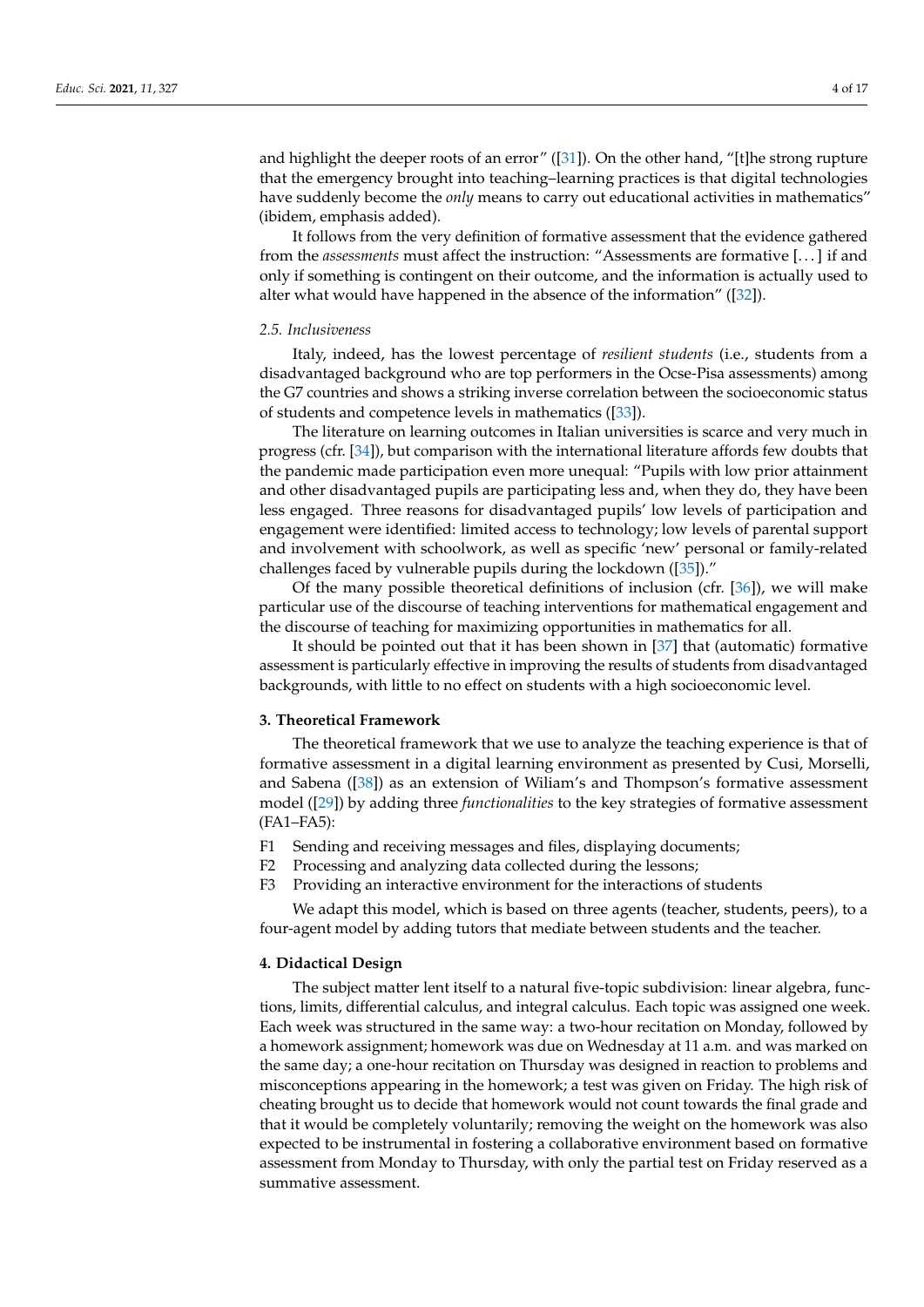and highlight the deeper roots of an error" ([31]). On the other hand, "[t]he strong rupture that the emergency brought into teaching–learning practices is that digital technologies have suddenly become the *only* means to carry out educational activities in mathematics" (ibidem, emphasis added).

It follows from the very definition of formative assessment that the evidence gathered from the *assessments* must affect the instruction: "Assessments are formative [. . . ] if and only if something is contingent on their outcome, and the information is actually used to alter what would have happened in the absence of the information" ([32]).

### 2.5. Inclusiveness

Italy, indeed, has the lowest percentage of *resilient students* (i.e., students from a disadvantaged background who are top performers in the Ocse-Pisa assessments) among the G7 countries and shows a striking inverse correlation between the socioeconomic status of students and competence levels in mathematics ([33]).

The literature on learning outcomes in Italian universities is scarce and very much in progress (cfr. [34]), but comparison with the international literature affords few doubts that the pandemic made participation even more unequal: "Pupils with low prior attainment and other disadvantaged pupils are participating less and, when they do, they have been less engaged. Three reasons for disadvantaged pupils' low levels of participation and engagement were identified: limited access to technology; low levels of parental support and involvement with schoolwork, as well as specific 'new' personal or family-related challenges faced by vulnerable pupils during the lockdown ([35])."

Of the many possible theoretical definitions of inclusion (cfr. [36]), we will make particular use of the discourse of teaching interventions for mathematical engagement and the discourse of teaching for maximizing opportunities in mathematics for all.

It should be pointed out that it has been shown in [37] that (automatic) formative assessment is particularly effective in improving the results of students from disadvantaged backgrounds, with little to no effect on students with a high socioeconomic level.

## 3. Theoretical Framework

The theoretical framework that we use to analyze the teaching experience is that of formative assessment in a digital learning environment as presented by Cusi, Morselli, and Sabena ([38]) as an extension of Wiliam's and Thompson's formative assessment model ([29]) by adding three *functionalities* to the key strategies of formative assessment (FA1–FA5):

- F1 Sending and receiving messages and files, displaying documents;
- F2 Processing and analyzing data collected during the lessons;
- F3 Providing an interactive environment for the interactions of students

We adapt this model, which is based on three agents (teacher, students, peers), to a four-agent model by adding tutors that mediate between students and the teacher.

## 4. Didactical Design

The subject matter lent itself to a natural five-topic subdivision: linear algebra, functions, limits, differential calculus, and integral calculus. Each topic was assigned one week. Each week was structured in the same way: a two-hour recitation on Monday, followed by a homework assignment; homework was due on Wednesday at 11 a.m. and was marked on the same day; a one-hour recitation on Thursday was designed in reaction to problems and misconceptions appearing in the homework; a test was given on Friday. The high risk of cheating brought us to decide that homework would not count towards the final grade and that it would be completely voluntarily; removing the weight on the homework was also expected to be instrumental in fostering a collaborative environment based on formative assessment from Monday to Thursday, with only the partial test on Friday reserved as a summative assessment.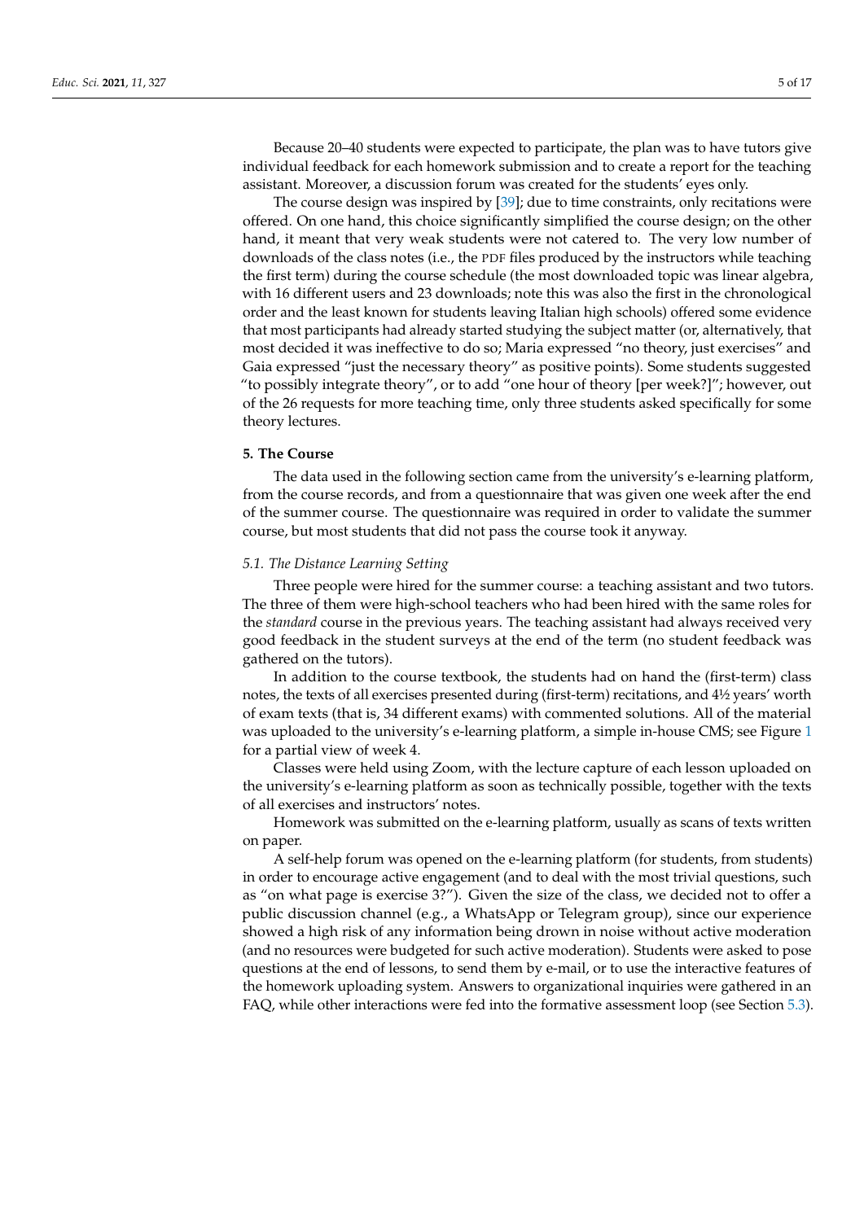Because 20–40 students were expected to participate, the plan was to have tutors give individual feedback for each homework submission and to create a report for the teaching assistant. Moreover, a discussion forum was created for the students' eyes only.

The course design was inspired by [39]; due to time constraints, only recitations were offered. On one hand, this choice significantly simplified the course design; on the other hand, it meant that very weak students were not catered to. The very low number of downloads of the class notes (i.e., the PDF files produced by the instructors while teaching the first term) during the course schedule (the most downloaded topic was linear algebra, with 16 different users and 23 downloads; note this was also the first in the chronological order and the least known for students leaving Italian high schools) offered some evidence that most participants had already started studying the subject matter (or, alternatively, that most decided it was ineffective to do so; Maria expressed "no theory, just exercises" and Gaia expressed "just the necessary theory" as positive points). Some students suggested "to possibly integrate theory", or to add "one hour of theory [per week?]"; however, out of the 26 requests for more teaching time, only three students asked specifically for some theory lectures.

## 5. The Course

The data used in the following section came from the university's e-learning platform, from the course records, and from a questionnaire that was given one week after the end of the summer course. The questionnaire was required in order to validate the summer course, but most students that did not pass the course took it anyway.

### *5.1. The Distance Learning Setting*

Three people were hired for the summer course: a teaching assistant and two tutors. The three of them were high-school teachers who had been hired with the same roles for the *standard* course in the previous years. The teaching assistant had always received very good feedback in the student surveys at the end of the term (no student feedback was gathered on the tutors).

In addition to the course textbook, the students had on hand the (first-term) class notes, the texts of all exercises presented during (first-term) recitations, and 4½ years' worth of exam texts (that is, 34 different exams) with commented solutions. All of the material was uploaded to the university's e-learning platform, a simple in-house CMS; see Figure 1 for a partial view of week 4.

Classes were held using Zoom, with the lecture capture of each lesson uploaded on the university's e-learning platform as soon as technically possible, together with the texts of all exercises and instructors' notes.

Homework was submitted on the e-learning platform, usually as scans of texts written on paper.

A self-help forum was opened on the e-learning platform (for students, from students) in order to encourage active engagement (and to deal with the most trivial questions, such as "on what page is exercise 3?"). Given the size of the class, we decided not to offer a public discussion channel (e.g., a WhatsApp or Telegram group), since our experience showed a high risk of any information being drown in noise without active moderation (and no resources were budgeted for such active moderation). Students were asked to pose questions at the end of lessons, to send them by e-mail, or to use the interactive features of the homework uploading system. Answers to organizational inquiries were gathered in an FAQ, while other interactions were fed into the formative assessment loop (see Section 5.3).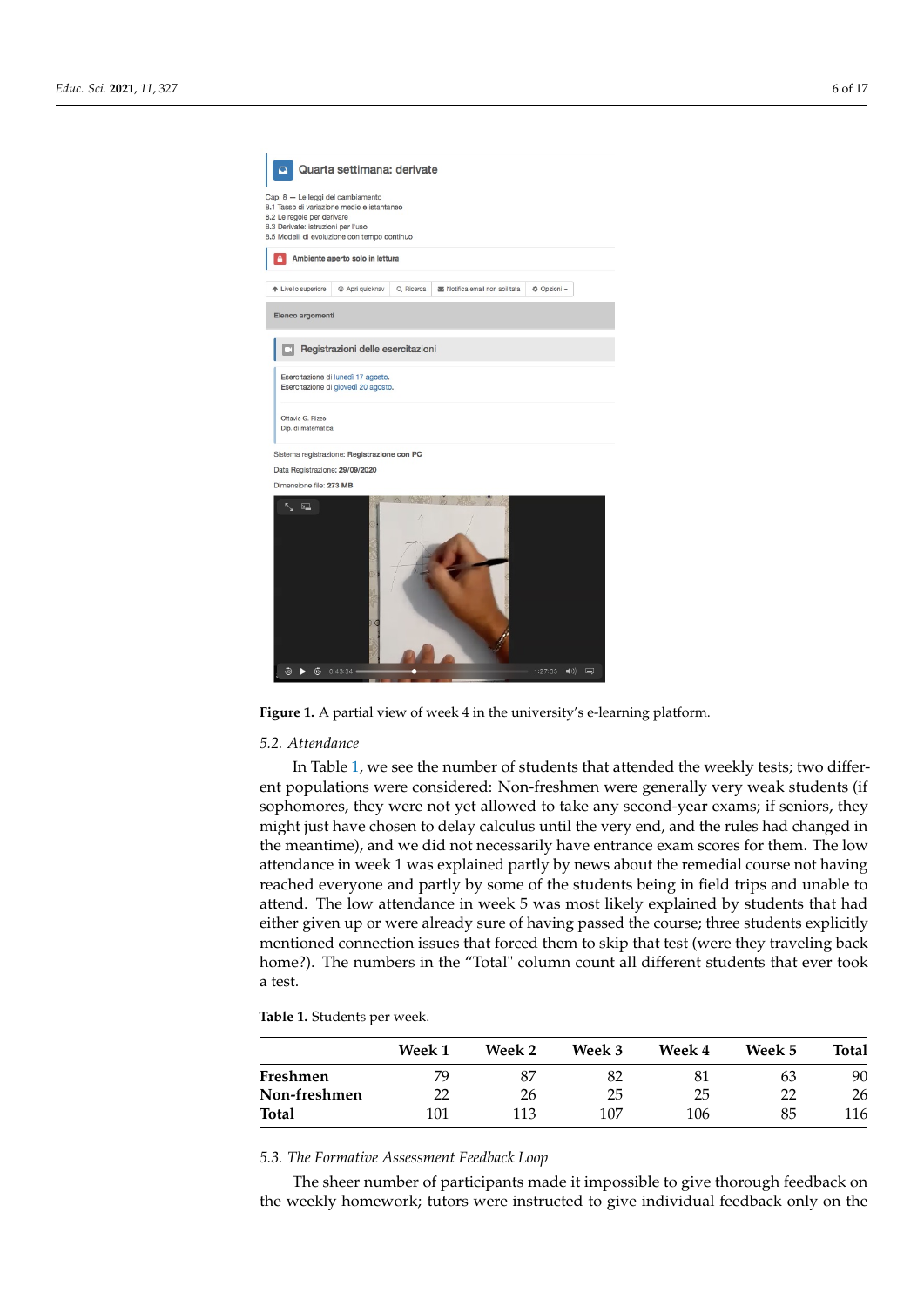Figure 1. A partial view of week 4 in the university's e-learning platform.

### 5.2. Attendance

In Table 1, we see the number of students that attended the weekly tests; two different populations were considered: Non-freshmen were generally very weak students (if sophomores, they were not yet allowed to take any second-year exams; if seniors, they might just have chosen to delay calculus until the very end, and the rules had changed in the meantime), and we did not necessarily have entrance exam scores for them. The low attendance in week 1 was explained partly by news about the remedial course not having reached everyone and partly by some of the students being in field trips and unable to attend. The low attendance in week 5 was most likely explained by students that had either given up or were already sure of having passed the course; three students explicitly mentioned connection issues that forced them to skip that test (were they traveling back home?). The numbers in the "Total" column count all different students that ever took a test.

**Table 1.** Students per week.

| | Week 1 | Week 2 | Week 3 | Week 4 | Week 5 | Total |
|---|---|---|---|---|---|---|
| **Freshmen** | 79 | 87 | 82 | 81 | 63 | 90 |
| **Non-freshmen** | 22 | 26 | 25 | 25 | 22 | 26 |
| **Total** | 101 | 113 | 107 | 106 | 85 | 116 |

### 5.3. The Formative Assessment Feedback Loop

The sheer number of participants made it impossible to give thorough feedback on the weekly homework; tutors were instructed to give individual feedback only on the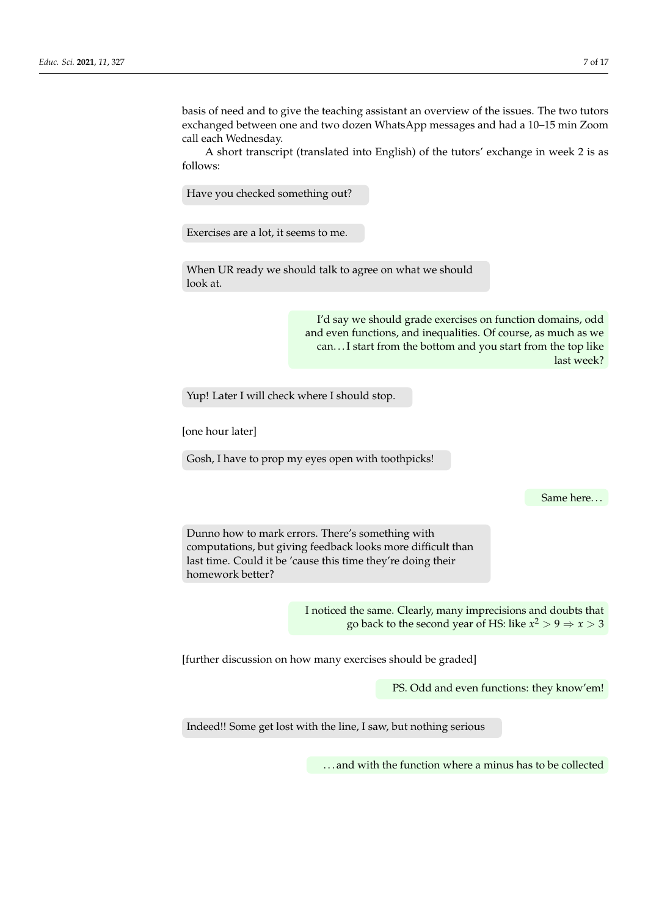basis of need and to give the teaching assistant an overview of the issues. The two tutors exchanged between one and two dozen WhatsApp messages and had a 10–15 min Zoom call each Wednesday.

A short transcript (translated into English) of the tutors' exchange in week 2 is as follows:

> Have you checked something out?

> Exercises are a lot, it seems to me.

> When UR ready we should talk to agree on what we should look at.

> I'd say we should grade exercises on function domains, odd and even functions, and inequalities. Of course, as much as we can… I start from the bottom and you start from the top like last week?

> Yup! Later I will check where I should stop.

[one hour later]

> Gosh, I have to prop my eyes open with toothpicks!

> Same here…

> Dunno how to mark errors. There's something with computations, but giving feedback looks more difficult than last time. Could it be 'cause this time they're doing their homework better?

> I noticed the same. Clearly, many imprecisions and doubts that go back to the second year of HS: like $x^2 > 9 \Rightarrow x > 3$

[further discussion on how many exercises should be graded]

> PS. Odd and even functions: they know'em!

> Indeed!! Some get lost with the line, I saw, but nothing serious

> …and with the function where a minus has to be collected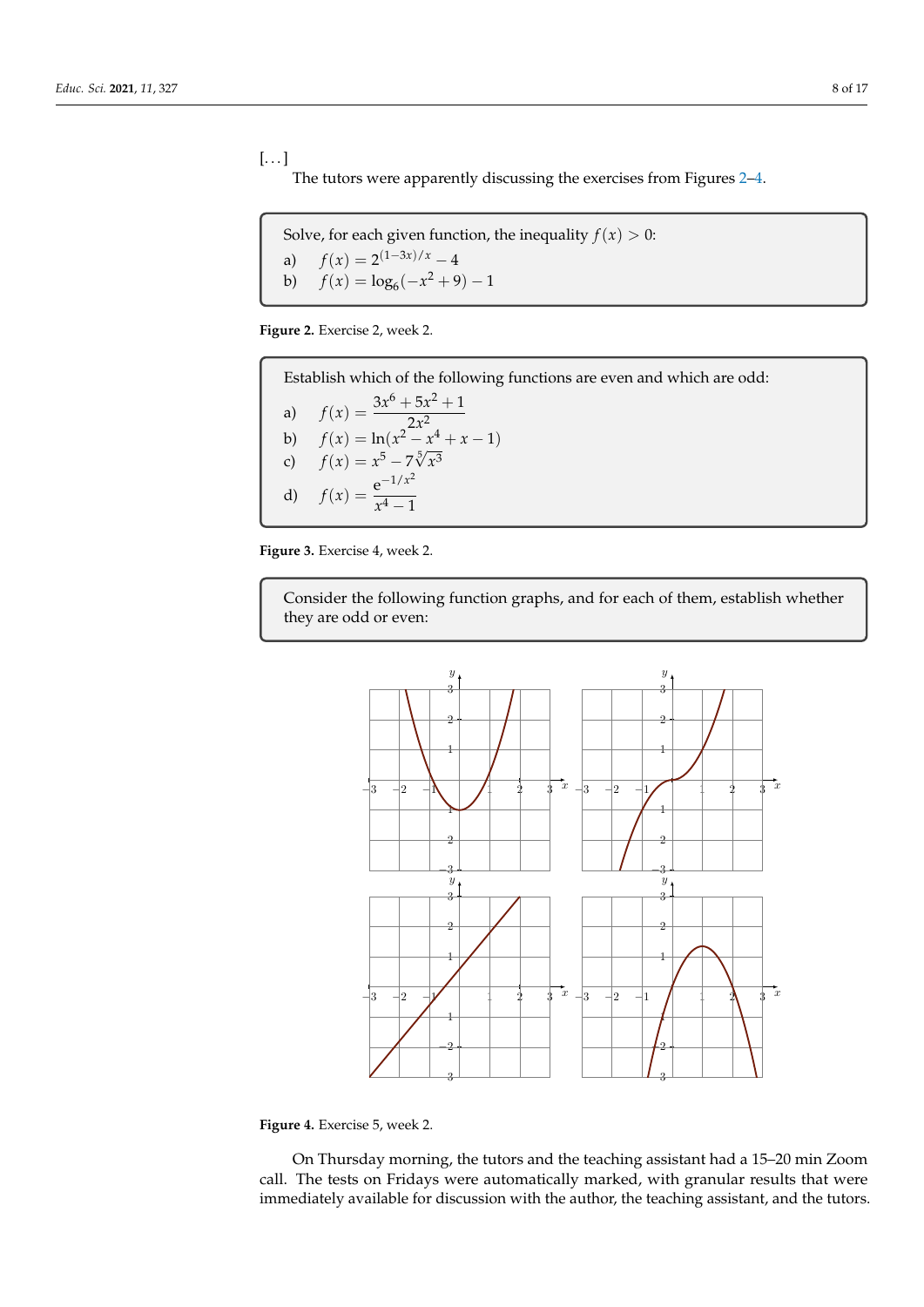[...]

The tutors were apparently discussing the exercises from Figures 2–4.

> Solve, for each given function, the inequality $f(x) > 0$:
>
> a) $f(x) = 2^{(1-3x)/x} - 4$
>
> b) $f(x) = \log_6(-x^2 + 9) - 1$

**Figure 2.** Exercise 2, week 2.

> Establish which of the following functions are even and which are odd:
>
> a) $f(x) = \dfrac{3x^6 + 5x^2 + 1}{2x^2}$
>
> b) $f(x) = \ln(x^2 - x^4 + x - 1)$
>
> c) $f(x) = x^5 - 7\sqrt[5]{x^3}$
>
> d) $f(x) = \dfrac{e^{-1/x^2}}{x^4 - 1}$

**Figure 3.** Exercise 4, week 2.

> Consider the following function graphs, and for each of them, establish whether they are odd or even:

**Figure 4.** Exercise 5, week 2.

On Thursday morning, the tutors and the teaching assistant had a 15–20 min Zoom call. The tests on Fridays were automatically marked, with granular results that were immediately available for discussion with the author, the teaching assistant, and the tutors.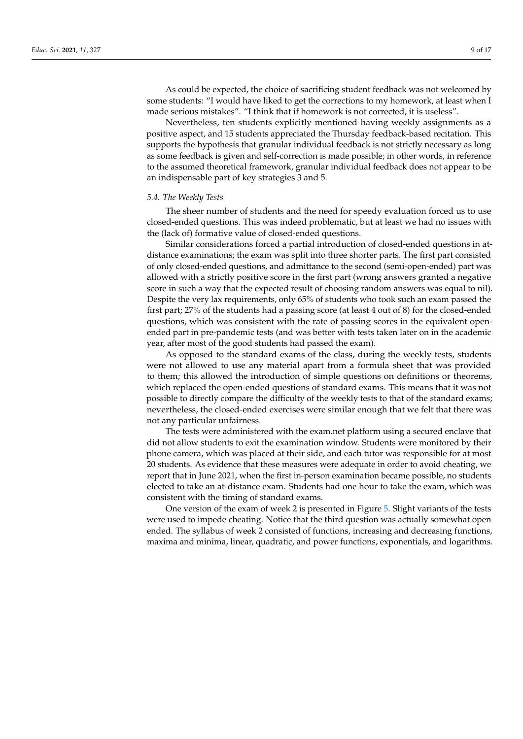As could be expected, the choice of sacrificing student feedback was not welcomed by some students: "I would have liked to get the corrections to my homework, at least when I made serious mistakes". "I think that if homework is not corrected, it is useless".

Nevertheless, ten students explicitly mentioned having weekly assignments as a positive aspect, and 15 students appreciated the Thursday feedback-based recitation. This supports the hypothesis that granular individual feedback is not strictly necessary as long as some feedback is given and self-correction is made possible; in other words, in reference to the assumed theoretical framework, granular individual feedback does not appear to be an indispensable part of key strategies 3 and 5.

### *5.4. The Weekly Tests*

The sheer number of students and the need for speedy evaluation forced us to use closed-ended questions. This was indeed problematic, but at least we had no issues with the (lack of) formative value of closed-ended questions.

Similar considerations forced a partial introduction of closed-ended questions in at-distance examinations; the exam was split into three shorter parts. The first part consisted of only closed-ended questions, and admittance to the second (semi-open-ended) part was allowed with a strictly positive score in the first part (wrong answers granted a negative score in such a way that the expected result of choosing random answers was equal to nil). Despite the very lax requirements, only 65% of students who took such an exam passed the first part; 27% of the students had a passing score (at least 4 out of 8) for the closed-ended questions, which was consistent with the rate of passing scores in the equivalent open-ended part in pre-pandemic tests (and was better with tests taken later on in the academic year, after most of the good students had passed the exam).

As opposed to the standard exams of the class, during the weekly tests, students were not allowed to use any material apart from a formula sheet that was provided to them; this allowed the introduction of simple questions on definitions or theorems, which replaced the open-ended questions of standard exams. This means that it was not possible to directly compare the difficulty of the weekly tests to that of the standard exams; nevertheless, the closed-ended exercises were similar enough that we felt that there was not any particular unfairness.

The tests were administered with the exam.net platform using a secured enclave that did not allow students to exit the examination window. Students were monitored by their phone camera, which was placed at their side, and each tutor was responsible for at most 20 students. As evidence that these measures were adequate in order to avoid cheating, we report that in June 2021, when the first in-person examination became possible, no students elected to take an at-distance exam. Students had one hour to take the exam, which was consistent with the timing of standard exams.

One version of the exam of week 2 is presented in Figure 5. Slight variants of the tests were used to impede cheating. Notice that the third question was actually somewhat open ended. The syllabus of week 2 consisted of functions, increasing and decreasing functions, maxima and minima, linear, quadratic, and power functions, exponentials, and logarithms.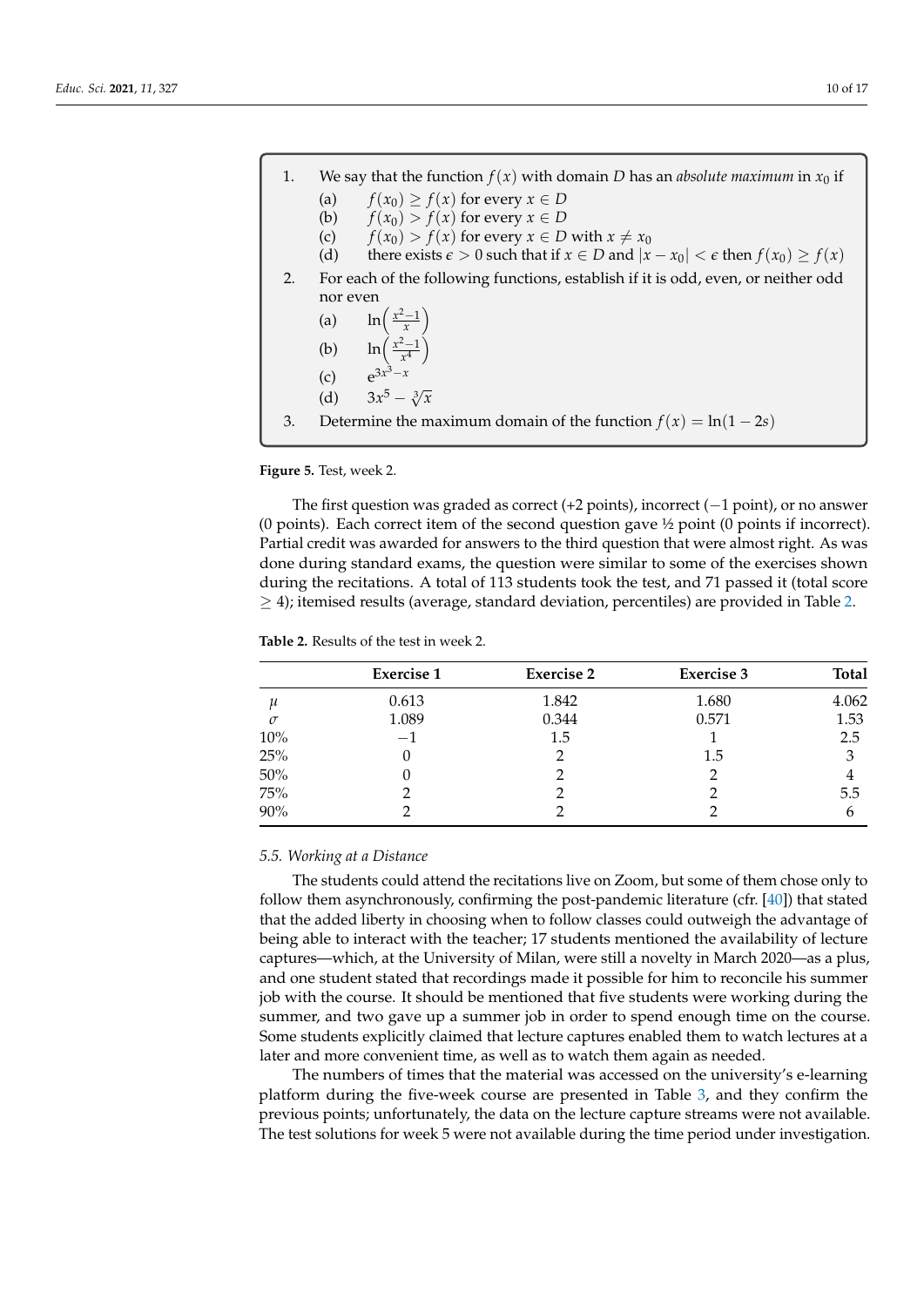1. We say that the function $f(x)$ with domain $D$ has an *absolute maximum* in $x_0$ if
   (a) $f(x_0) \geq f(x)$ for every $x \in D$
   (b) $f(x_0) > f(x)$ for every $x \in D$
   (c) $f(x_0) > f(x)$ for every $x \in D$ with $x \neq x_0$
   (d) there exists $\epsilon > 0$ such that if $x \in D$ and $|x - x_0| < \epsilon$ then $f(x_0) \geq f(x)$
2. For each of the following functions, establish if it is odd, even, or neither odd nor even
   (a) $\ln\left(\frac{x^2-1}{x}\right)$
   (b) $\ln\left(\frac{x^2-1}{x^4}\right)$
   (c) $e^{3x^3-x}$
   (d) $3x^5 - \sqrt[3]{x}$
3. Determine the maximum domain of the function $f(x) = \ln(1 - 2s)$

**Figure 5.** Test, week 2.

The first question was graded as correct (+2 points), incorrect (−1 point), or no answer (0 points). Each correct item of the second question gave ½ point (0 points if incorrect). Partial credit was awarded for answers to the third question that were almost right. As was done during standard exams, the question were similar to some of the exercises shown during the recitations. A total of 113 students took the test, and 71 passed it (total score $\geq 4$); itemised results (average, standard deviation, percentiles) are provided in Table 2.

**Table 2.** Results of the test in week 2.

| | Exercise 1 | Exercise 2 | Exercise 3 | Total |
|---|---|---|---|---|
| $\mu$ | 0.613 | 1.842 | 1.680 | 4.062 |
| $\sigma$ | 1.089 | 0.344 | 0.571 | 1.53 |
| 10% | −1 | 1.5 | 1 | 2.5 |
| 25% | 0 | 2 | 1.5 | 3 |
| 50% | 0 | 2 | 2 | 4 |
| 75% | 2 | 2 | 2 | 5.5 |
| 90% | 2 | 2 | 2 | 6 |

### 5.5. Working at a Distance

The students could attend the recitations live on Zoom, but some of them chose only to follow them asynchronously, confirming the post-pandemic literature (cfr. [40]) that stated that the added liberty in choosing when to follow classes could outweigh the advantage of being able to interact with the teacher; 17 students mentioned the availability of lecture captures—which, at the University of Milan, were still a novelty in March 2020—as a plus, and one student stated that recordings made it possible for him to reconcile his summer job with the course. It should be mentioned that five students were working during the summer, and two gave up a summer job in order to spend enough time on the course. Some students explicitly claimed that lecture captures enabled them to watch lectures at a later and more convenient time, as well as to watch them again as needed.

The numbers of times that the material was accessed on the university's e-learning platform during the five-week course are presented in Table 3, and they confirm the previous points; unfortunately, the data on the lecture capture streams were not available. The test solutions for week 5 were not available during the time period under investigation.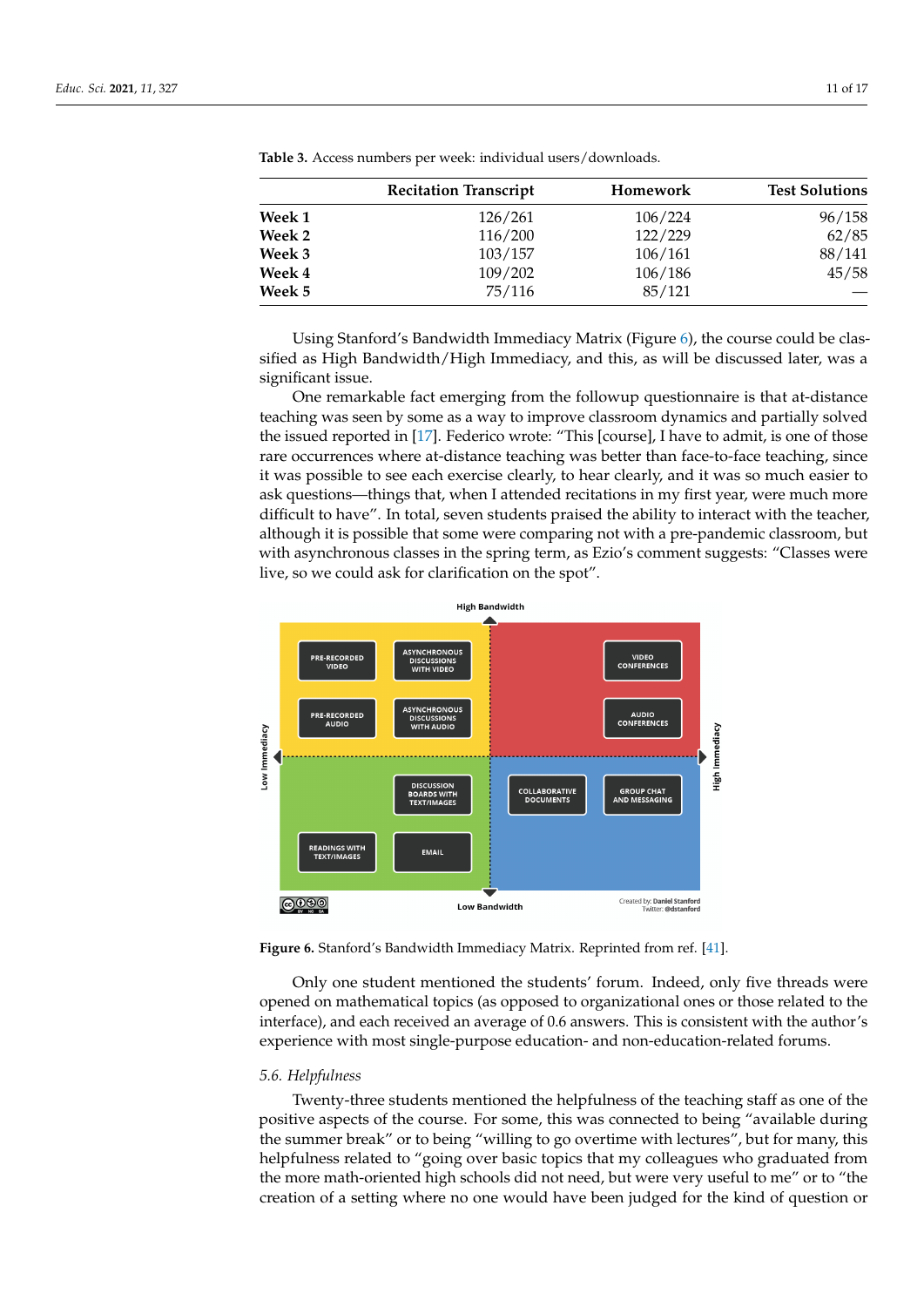**Table 3.** Access numbers per week: individual users/downloads.

| | Recitation Transcript | Homework | Test Solutions |
|---|---|---|---|
| **Week 1** | 126/261 | 106/224 | 96/158 |
| **Week 2** | 116/200 | 122/229 | 62/85 |
| **Week 3** | 103/157 | 106/161 | 88/141 |
| **Week 4** | 109/202 | 106/186 | 45/58 |
| **Week 5** | 75/116 | 85/121 | — |

Using Stanford's Bandwidth Immediacy Matrix (Figure 6), the course could be classified as High Bandwidth/High Immediacy, and this, as will be discussed later, was a significant issue.

One remarkable fact emerging from the followup questionnaire is that at-distance teaching was seen by some as a way to improve classroom dynamics and partially solved the issued reported in [17]. Federico wrote: "This [course], I have to admit, is one of those rare occurrences where at-distance teaching was better than face-to-face teaching, since it was possible to see each exercise clearly, to hear clearly, and it was so much easier to ask questions—things that, when I attended recitations in my first year, were much more difficult to have". In total, seven students praised the ability to interact with the teacher, although it is possible that some were comparing not with a pre-pandemic classroom, but with asynchronous classes in the spring term, as Ezio's comment suggests: "Classes were live, so we could ask for clarification on the spot".

**Figure 6.** Stanford's Bandwidth Immediacy Matrix. Reprinted from ref. [41].

Only one student mentioned the students' forum. Indeed, only five threads were opened on mathematical topics (as opposed to organizational ones or those related to the interface), and each received an average of 0.6 answers. This is consistent with the author's experience with most single-purpose education- and non-education-related forums.

### *5.6. Helpfulness*

Twenty-three students mentioned the helpfulness of the teaching staff as one of the positive aspects of the course. For some, this was connected to being "available during the summer break" or to being "willing to go overtime with lectures", but for many, this helpfulness related to "going over basic topics that my colleagues who graduated from the more math-oriented high schools did not need, but were very useful to me" or to "the creation of a setting where no one would have been judged for the kind of question or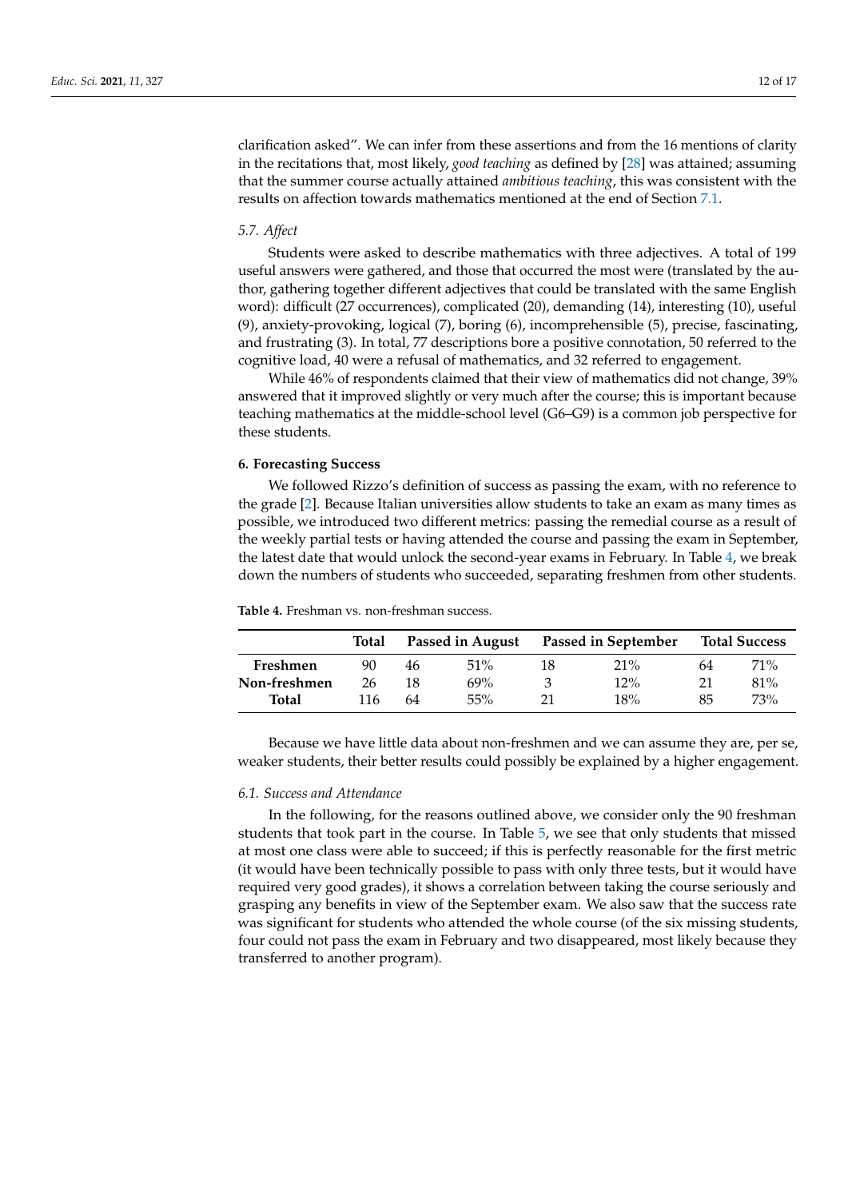clarification asked". We can infer from these assertions and from the 16 mentions of clarity in the recitations that, most likely, *good teaching* as defined by [28] was attained; assuming that the summer course actually attained *ambitious teaching*, this was consistent with the results on affection towards mathematics mentioned at the end of Section 7.1.

### 5.7. Affect

Students were asked to describe mathematics with three adjectives. A total of 199 useful answers were gathered, and those that occurred the most were (translated by the author, gathering together different adjectives that could be translated with the same English word): difficult (27 occurrences), complicated (20), demanding (14), interesting (10), useful (9), anxiety-provoking, logical (7), boring (6), incomprehensible (5), precise, fascinating, and frustrating (3). In total, 77 descriptions bore a positive connotation, 50 referred to the cognitive load, 40 were a refusal of mathematics, and 32 referred to engagement.

While 46% of respondents claimed that their view of mathematics did not change, 39% answered that it improved slightly or very much after the course; this is important because teaching mathematics at the middle-school level (G6–G9) is a common job perspective for these students.

## 6. Forecasting Success

We followed Rizzo's definition of success as passing the exam, with no reference to the grade [2]. Because Italian universities allow students to take an exam as many times as possible, we introduced two different metrics: passing the remedial course as a result of the weekly partial tests or having attended the course and passing the exam in September, the latest date that would unlock the second-year exams in February. In Table 4, we break down the numbers of students who succeeded, separating freshmen from other students.

**Table 4.** Freshman vs. non-freshman success.

| | Total | Passed in August | | Passed in September | | Total Success | |
|---|---|---|---|---|---|---|---|
| **Freshmen** | 90 | 46 | 51% | 18 | 21% | 64 | 71% |
| **Non-freshmen** | 26 | 18 | 69% | 3 | 12% | 21 | 81% |
| **Total** | 116 | 64 | 55% | 21 | 18% | 85 | 73% |

Because we have little data about non-freshmen and we can assume they are, per se, weaker students, their better results could possibly be explained by a higher engagement.

### 6.1. Success and Attendance

In the following, for the reasons outlined above, we consider only the 90 freshman students that took part in the course. In Table 5, we see that only students that missed at most one class were able to succeed; if this is perfectly reasonable for the first metric (it would have been technically possible to pass with only three tests, but it would have required very good grades), it shows a correlation between taking the course seriously and grasping any benefits in view of the September exam. We also saw that the success rate was significant for students who attended the whole course (of the six missing students, four could not pass the exam in February and two disappeared, most likely because they transferred to another program).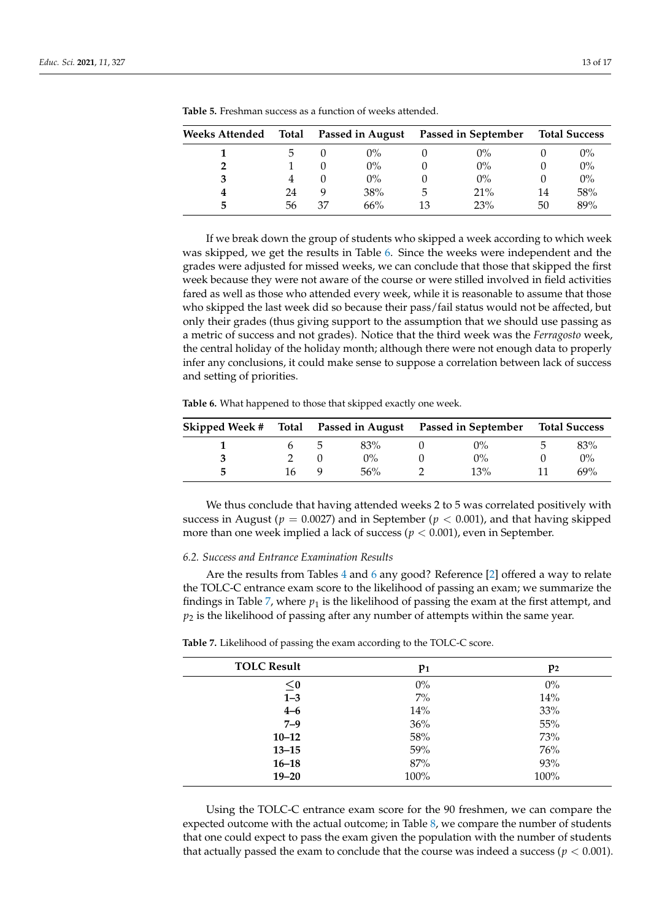**Table 5.** Freshman success as a function of weeks attended.

| Weeks Attended | Total | Passed in August | | Passed in September | | Total Success | |
|---|---|---|---|---|---|---|---|
| **1** | 5 | 0 | 0% | 0 | 0% | 0 | 0% |
| **2** | 1 | 0 | 0% | 0 | 0% | 0 | 0% |
| **3** | 4 | 0 | 0% | 0 | 0% | 0 | 0% |
| **4** | 24 | 9 | 38% | 5 | 21% | 14 | 58% |
| **5** | 56 | 37 | 66% | 13 | 23% | 50 | 89% |

If we break down the group of students who skipped a week according to which week was skipped, we get the results in Table 6. Since the weeks were independent and the grades were adjusted for missed weeks, we can conclude that those that skipped the first week because they were not aware of the course or were stilled involved in field activities fared as well as those who attended every week, while it is reasonable to assume that those who skipped the last week did so because their pass/fail status would not be affected, but only their grades (thus giving support to the assumption that we should use passing as a metric of success and not grades). Notice that the third week was the *Ferragosto* week, the central holiday of the holiday month; although there were not enough data to properly infer any conclusions, it could make sense to suppose a correlation between lack of success and setting of priorities.

**Table 6.** What happened to those that skipped exactly one week.

| Skipped Week # | Total | Passed in August | | Passed in September | | Total Success | |
|---|---|---|---|---|---|---|---|
| **1** | 6 | 5 | 83% | 0 | 0% | 5 | 83% |
| **3** | 2 | 0 | 0% | 0 | 0% | 0 | 0% |
| **5** | 16 | 9 | 56% | 2 | 13% | 11 | 69% |

We thus conclude that having attended weeks 2 to 5 was correlated positively with success in August ($p = 0.0027$) and in September ($p < 0.001$), and that having skipped more than one week implied a lack of success ($p < 0.001$), even in September.

### 6.2. Success and Entrance Examination Results

Are the results from Tables 4 and 6 any good? Reference [2] offered a way to relate the TOLC-C entrance exam score to the likelihood of passing an exam; we summarize the findings in Table 7, where $p_1$ is the likelihood of passing the exam at the first attempt, and $p_2$ is the likelihood of passing after any number of attempts within the same year.

**Table 7.** Likelihood of passing the exam according to the TOLC-C score.

| TOLC Result | $p_1$ | $p_2$ |
|---|---|---|
| **≤0** | 0% | 0% |
| **1–3** | 7% | 14% |
| **4–6** | 14% | 33% |
| **7–9** | 36% | 55% |
| **10–12** | 58% | 73% |
| **13–15** | 59% | 76% |
| **16–18** | 87% | 93% |
| **19–20** | 100% | 100% |

Using the TOLC-C entrance exam score for the 90 freshmen, we can compare the expected outcome with the actual outcome; in Table 8, we compare the number of students that one could expect to pass the exam given the population with the number of students that actually passed the exam to conclude that the course was indeed a success ($p < 0.001$).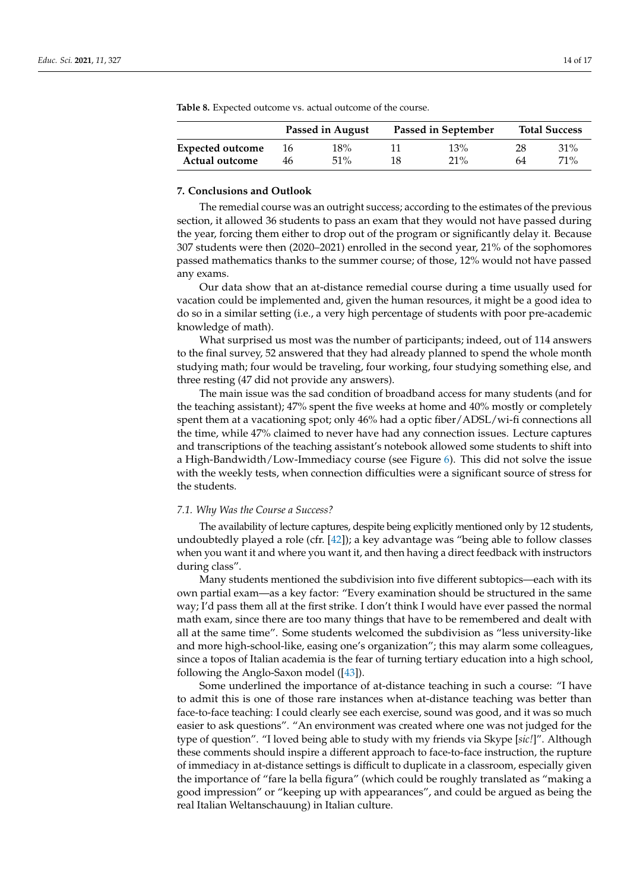**Table 8.** Expected outcome vs. actual outcome of the course.

| | Passed in August | | Passed in September | | Total Success | |
|---|---|---|---|---|---|---|
| **Expected outcome** | 16 | 18% | 11 | 13% | 28 | 31% |
| **Actual outcome** | 46 | 51% | 18 | 21% | 64 | 71% |

## 7. Conclusions and Outlook

The remedial course was an outright success; according to the estimates of the previous section, it allowed 36 students to pass an exam that they would not have passed during the year, forcing them either to drop out of the program or significantly delay it. Because 307 students were then (2020–2021) enrolled in the second year, 21% of the sophomores passed mathematics thanks to the summer course; of those, 12% would not have passed any exams.

Our data show that an at-distance remedial course during a time usually used for vacation could be implemented and, given the human resources, it might be a good idea to do so in a similar setting (i.e., a very high percentage of students with poor pre-academic knowledge of math).

What surprised us most was the number of participants; indeed, out of 114 answers to the final survey, 52 answered that they had already planned to spend the whole month studying math; four would be traveling, four working, four studying something else, and three resting (47 did not provide any answers).

The main issue was the sad condition of broadband access for many students (and for the teaching assistant); 47% spent the five weeks at home and 40% mostly or completely spent them at a vacationing spot; only 46% had a optic fiber/ADSL/wi-fi connections all the time, while 47% claimed to never have had any connection issues. Lecture captures and transcriptions of the teaching assistant's notebook allowed some students to shift into a High-Bandwidth/Low-Immediacy course (see Figure 6). This did not solve the issue with the weekly tests, when connection difficulties were a significant source of stress for the students.

### 7.1. Why Was the Course a Success?

The availability of lecture captures, despite being explicitly mentioned only by 12 students, undoubtedly played a role (cfr. [42]); a key advantage was "being able to follow classes when you want it and where you want it, and then having a direct feedback with instructors during class".

Many students mentioned the subdivision into five different subtopics—each with its own partial exam—as a key factor: "Every examination should be structured in the same way; I'd pass them all at the first strike. I don't think I would have ever passed the normal math exam, since there are too many things that have to be remembered and dealt with all at the same time". Some students welcomed the subdivision as "less university-like and more high-school-like, easing one's organization"; this may alarm some colleagues, since a topos of Italian academia is the fear of turning tertiary education into a high school, following the Anglo-Saxon model ([43]).

Some underlined the importance of at-distance teaching in such a course: "I have to admit this is one of those rare instances when at-distance teaching was better than face-to-face teaching: I could clearly see each exercise, sound was good, and it was so much easier to ask questions". "An environment was created where one was not judged for the type of question". "I loved being able to study with my friends via Skype [*sic!*]". Although these comments should inspire a different approach to face-to-face instruction, the rupture of immediacy in at-distance settings is difficult to duplicate in a classroom, especially given the importance of "fare la bella figura" (which could be roughly translated as "making a good impression" or "keeping up with appearances", and could be argued as being the real Italian Weltanschauung) in Italian culture.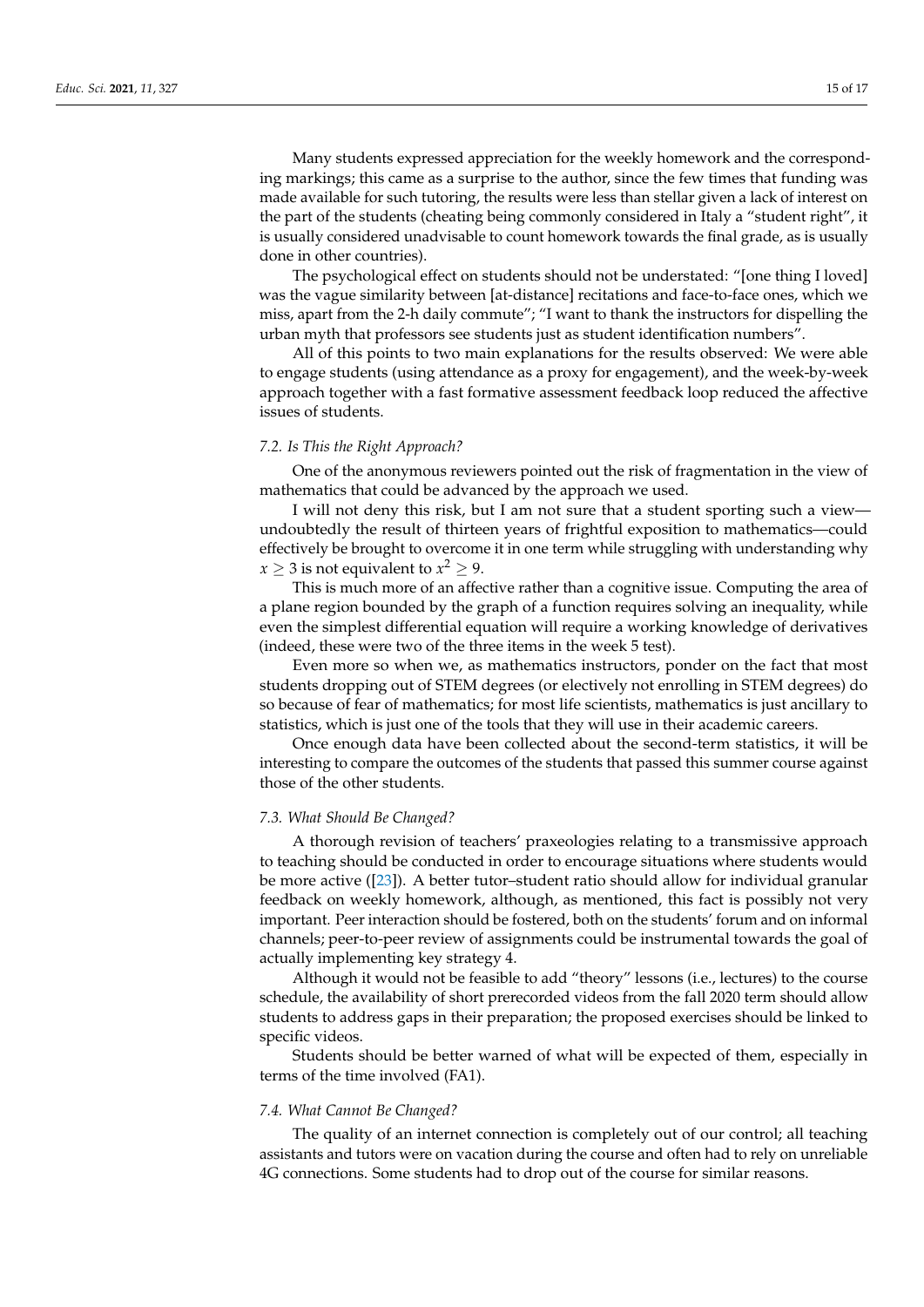Many students expressed appreciation for the weekly homework and the corresponding markings; this came as a surprise to the author, since the few times that funding was made available for such tutoring, the results were less than stellar given a lack of interest on the part of the students (cheating being commonly considered in Italy a "student right", it is usually considered unadvisable to count homework towards the final grade, as is usually done in other countries).

The psychological effect on students should not be understated: "[one thing I loved] was the vague similarity between [at-distance] recitations and face-to-face ones, which we miss, apart from the 2-h daily commute"; "I want to thank the instructors for dispelling the urban myth that professors see students just as student identification numbers".

All of this points to two main explanations for the results observed: We were able to engage students (using attendance as a proxy for engagement), and the week-by-week approach together with a fast formative assessment feedback loop reduced the affective issues of students.

### 7.2. Is This the Right Approach?

One of the anonymous reviewers pointed out the risk of fragmentation in the view of mathematics that could be advanced by the approach we used.

I will not deny this risk, but I am not sure that a student sporting such a view—undoubtedly the result of thirteen years of frightful exposition to mathematics—could effectively be brought to overcome it in one term while struggling with understanding why $x \geq 3$ is not equivalent to $x^2 \geq 9$.

This is much more of an affective rather than a cognitive issue. Computing the area of a plane region bounded by the graph of a function requires solving an inequality, while even the simplest differential equation will require a working knowledge of derivatives (indeed, these were two of the three items in the week 5 test).

Even more so when we, as mathematics instructors, ponder on the fact that most students dropping out of STEM degrees (or electively not enrolling in STEM degrees) do so because of fear of mathematics; for most life scientists, mathematics is just ancillary to statistics, which is just one of the tools that they will use in their academic careers.

Once enough data have been collected about the second-term statistics, it will be interesting to compare the outcomes of the students that passed this summer course against those of the other students.

### 7.3. What Should Be Changed?

A thorough revision of teachers' praxeologies relating to a transmissive approach to teaching should be conducted in order to encourage situations where students would be more active ([23]). A better tutor–student ratio should allow for individual granular feedback on weekly homework, although, as mentioned, this fact is possibly not very important. Peer interaction should be fostered, both on the students' forum and on informal channels; peer-to-peer review of assignments could be instrumental towards the goal of actually implementing key strategy 4.

Although it would not be feasible to add "theory" lessons (i.e., lectures) to the course schedule, the availability of short prerecorded videos from the fall 2020 term should allow students to address gaps in their preparation; the proposed exercises should be linked to specific videos.

Students should be better warned of what will be expected of them, especially in terms of the time involved (FA1).

### 7.4. What Cannot Be Changed?

The quality of an internet connection is completely out of our control; all teaching assistants and tutors were on vacation during the course and often had to rely on unreliable 4G connections. Some students had to drop out of the course for similar reasons.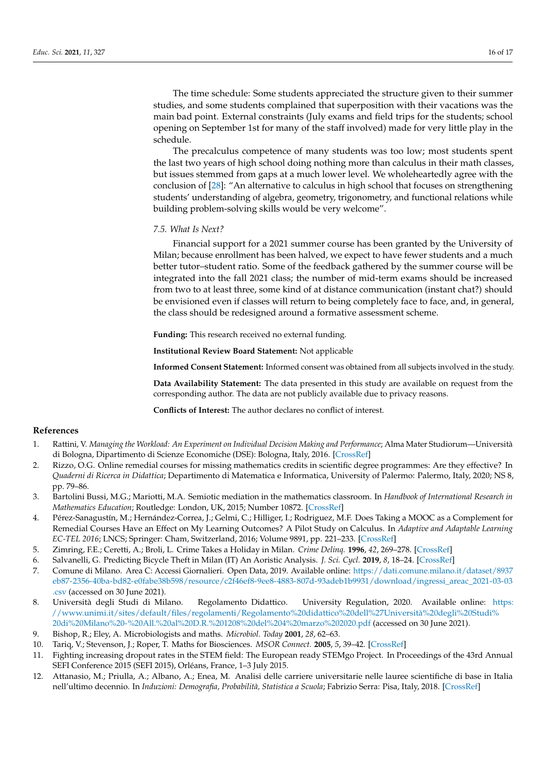The time schedule: Some students appreciated the structure given to their summer studies, and some students complained that superposition with their vacations was the main bad point. External constraints (July exams and field trips for the students; school opening on September 1st for many of the staff involved) made for very little play in the schedule.

The precalculus competence of many students was too low; most students spent the last two years of high school doing nothing more than calculus in their math classes, but issues stemmed from gaps at a much lower level. We wholeheartedly agree with the conclusion of [28]: "An alternative to calculus in high school that focuses on strengthening students' understanding of algebra, geometry, trigonometry, and functional relations while building problem-solving skills would be very welcome".

### 7.5. What Is Next?

Financial support for a 2021 summer course has been granted by the University of Milan; because enrollment has been halved, we expect to have fewer students and a much better tutor–student ratio. Some of the feedback gathered by the summer course will be integrated into the fall 2021 class; the number of mid-term exams should be increased from two to at least three, some kind of at distance communication (instant chat?) should be envisioned even if classes will return to being completely face to face, and, in general, the class should be redesigned around a formative assessment scheme.

**Funding:** This research received no external funding.

**Institutional Review Board Statement:** Not applicable

**Informed Consent Statement:** Informed consent was obtained from all subjects involved in the study.

**Data Availability Statement:** The data presented in this study are available on request from the corresponding author. The data are not publicly available due to privacy reasons.

**Conflicts of Interest:** The author declares no conflict of interest.

## References

1. Rattini, V. *Managing the Workload: An Experiment on Individual Decision Making and Performance*; Alma Mater Studiorum—Università di Bologna, Dipartimento di Scienze Economiche (DSE): Bologna, Italy, 2016. [CrossRef]
2. Rizzo, O.G. Online remedial courses for missing mathematics credits in scientific degree programmes: Are they effective? In *Quaderni di Ricerca in Didattica*; Departimento di Matematica e Informatica, University of Palermo: Palermo, Italy, 2020; NS 8, pp. 79–86.
3. Bartolini Bussi, M.G.; Mariotti, M.A. Semiotic mediation in the mathematics classroom. In *Handbook of International Research in Mathematics Education*; Routledge: London, UK, 2015; Number 10872. [CrossRef]
4. Pérez-Sanagustín, M.; Hernández-Correa, J.; Gelmi, C.; Hilliger, I.; Rodriguez, M.F. Does Taking a MOOC as a Complement for Remedial Courses Have an Effect on My Learning Outcomes? A Pilot Study on Calculus. In *Adaptive and Adaptable Learning EC-TEL 2016*; LNCS; Springer: Cham, Switzerland, 2016; Volume 9891, pp. 221–233. [CrossRef]
5. Zimring, F.E.; Ceretti, A.; Broli, L. Crime Takes a Holiday in Milan. *Crime Delinq.* **1996**, *42*, 269–278. [CrossRef]
6. Salvanelli, G. Predicting Bicycle Theft in Milan (IT) An Aoristic Analysis. *J. Sci. Cycl.* **2019**, *8*, 18–24. [CrossRef]
7. Comune di Milano. Area C: Accessi Giornalieri. Open Data, 2019. Available online: https://dati.comune.milano.it/dataset/8937eb87-2356-40ba-bd82-e0fabe38b598/resource/c2f46ef8-9ee8-4883-807d-93adeb1b9931/download/ingressi_areac_2021-03-03.csv (accessed on 30 June 2021).
8. Università degli Studi di Milano. Regolamento Didattico. University Regulation, 2020. Available online: https://www.unimi.it/sites/default/files/regolamenti/Regolamento%20didattico%20dell%27Università%20degli%20Studi%20di%20Milano%20-%20All.%20al%20D.R.%201208%20del%204%20marzo%202020.pdf (accessed on 30 June 2021).
9. Bishop, R.; Eley, A. Microbiologists and maths. *Microbiol. Today* **2001**, *28*, 62–63.
10. Tariq, V.; Stevenson, J.; Roper, T. Maths for Biosciences. *MSOR Connect.* **2005**, *5*, 39–42. [CrossRef]
11. Fighting increasing dropout rates in the STEM field: The European ready STEMgo Project. In Proceedings of the 43rd Annual SEFI Conference 2015 (SEFI 2015), Orléans, France, 1–3 July 2015.
12. Attanasio, M.; Priulla, A.; Albano, A.; Enea, M. Analisi delle carriere universitarie nelle lauree scientifiche di base in Italia nell'ultimo decennio. In *Induzioni: Demografia, Probabilità, Statistica a Scuola*; Fabrizio Serra: Pisa, Italy, 2018. [CrossRef]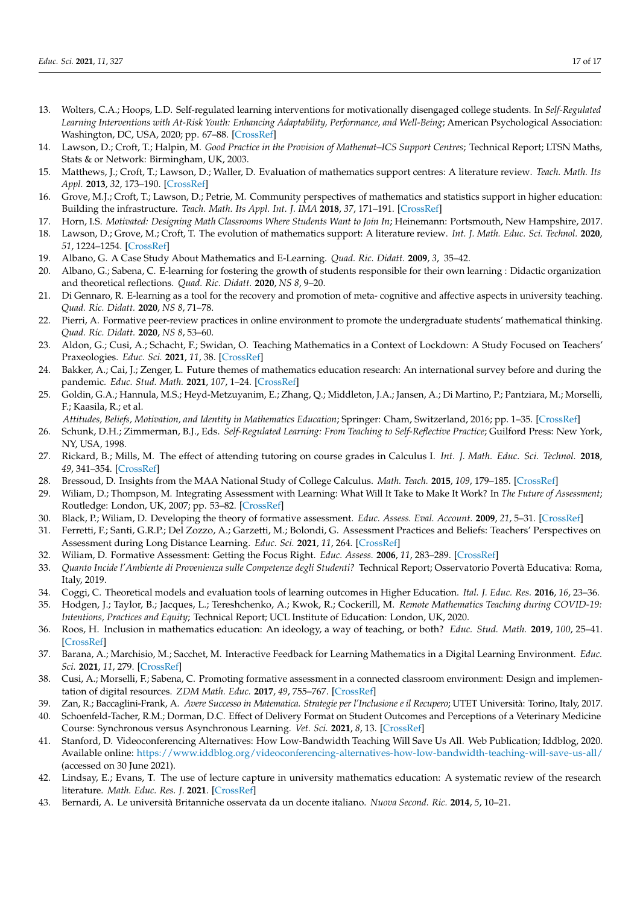13. Wolters, C.A.; Hoops, L.D. Self-regulated learning interventions for motivationally disengaged college students. In *Self-Regulated Learning Interventions with At-Risk Youth: Enhancing Adaptability, Performance, and Well-Being*; American Psychological Association: Washington, DC, USA, 2020; pp. 67–88. [CrossRef]
14. Lawson, D.; Croft, T.; Halpin, M. *Good Practice in the Provision of Mathemat–ICS Support Centres*; Technical Report; LTSN Maths, Stats & or Network: Birmingham, UK, 2003.
15. Matthews, J.; Croft, T.; Lawson, D.; Waller, D. Evaluation of mathematics support centres: A literature review. *Teach. Math. Its Appl.* **2013**, *32*, 173–190. [CrossRef]
16. Grove, M.J.; Croft, T.; Lawson, D.; Petrie, M. Community perspectives of mathematics and statistics support in higher education: Building the infrastructure. *Teach. Math. Its Appl. Int. J. IMA* **2018**, *37*, 171–191. [CrossRef]
17. Horn, I.S. *Motivated: Designing Math Classrooms Where Students Want to Join In*; Heinemann: Portsmouth, New Hampshire, 2017.
18. Lawson, D.; Grove, M.; Croft, T. The evolution of mathematics support: A literature review. *Int. J. Math. Educ. Sci. Technol.* **2020**, *51*, 1224–1254. [CrossRef]
19. Albano, G. A Case Study About Mathematics and E-Learning. *Quad. Ric. Didatt.* **2009**, *3*, 35–42.
20. Albano, G.; Sabena, C. E-learning for fostering the growth of students responsible for their own learning : Didactic organization and theoretical reflections. *Quad. Ric. Didatt.* **2020**, *NS 8*, 9–20.
21. Di Gennaro, R. E-learning as a tool for the recovery and promotion of meta- cognitive and affective aspects in university teaching. *Quad. Ric. Didatt.* **2020**, *NS 8*, 71–78.
22. Pierri, A. Formative peer-review practices in online environment to promote the undergraduate students' mathematical thinking. *Quad. Ric. Didatt.* **2020**, *NS 8*, 53–60.
23. Aldon, G.; Cusi, A.; Schacht, F.; Swidan, O. Teaching Mathematics in a Context of Lockdown: A Study Focused on Teachers' Praxeologies. *Educ. Sci.* **2021**, *11*, 38. [CrossRef]
24. Bakker, A.; Cai, J.; Zenger, L. Future themes of mathematics education research: An international survey before and during the pandemic. *Educ. Stud. Math.* **2021**, *107*, 1–24. [CrossRef]
25. Goldin, G.A.; Hannula, M.S.; Heyd-Metzuyanim, E.; Zhang, Q.; Middleton, J.A.; Jansen, A.; Di Martino, P.; Pantziara, M.; Morselli, F.; Kaasila, R.; et al. *Attitudes, Beliefs, Motivation, and Identity in Mathematics Education*; Springer: Cham, Switzerland, 2016; pp. 1–35. [CrossRef]
26. Schunk, D.H.; Zimmerman, B.J., Eds. *Self-Regulated Learning: From Teaching to Self-Reflective Practice*; Guilford Press: New York, NY, USA, 1998.
27. Rickard, B.; Mills, M. The effect of attending tutoring on course grades in Calculus I. *Int. J. Math. Educ. Sci. Technol.* **2018**, *49*, 341–354. [CrossRef]
28. Bressoud, D. Insights from the MAA National Study of College Calculus. *Math. Teach.* **2015**, *109*, 179–185. [CrossRef]
29. Wiliam, D.; Thompson, M. Integrating Assessment with Learning: What Will It Take to Make It Work? In *The Future of Assessment*; Routledge: London, UK, 2007; pp. 53–82. [CrossRef]
30. Black, P.; Wiliam, D. Developing the theory of formative assessment. *Educ. Assess. Eval. Account.* **2009**, *21*, 5–31. [CrossRef]
31. Ferretti, F.; Santi, G.R.P.; Del Zozzo, A.; Garzetti, M.; Bolondi, G. Assessment Practices and Beliefs: Teachers' Perspectives on Assessment during Long Distance Learning. *Educ. Sci.* **2021**, *11*, 264. [CrossRef]
32. Wiliam, D. Formative Assessment: Getting the Focus Right. *Educ. Assess.* **2006**, *11*, 283–289. [CrossRef]
33. *Quanto Incide l'Ambiente di Provenienza sulle Competenze degli Studenti?* Technical Report; Osservatorio Povertà Educativa: Roma, Italy, 2019.
34. Coggi, C. Theoretical models and evaluation tools of learning outcomes in Higher Education. *Ital. J. Educ. Res.* **2016**, *16*, 23–36.
35. Hodgen, J.; Taylor, B.; Jacques, L.; Tereshchenko, A.; Kwok, R.; Cockerill, M. *Remote Mathematics Teaching during COVID-19: Intentions, Practices and Equity*; Technical Report; UCL Institute of Education: London, UK, 2020.
36. Roos, H. Inclusion in mathematics education: An ideology, a way of teaching, or both? *Educ. Stud. Math.* **2019**, *100*, 25–41. [CrossRef]
37. Barana, A.; Marchisio, M.; Sacchet, M. Interactive Feedback for Learning Mathematics in a Digital Learning Environment. *Educ. Sci.* **2021**, *11*, 279. [CrossRef]
38. Cusi, A.; Morselli, F.; Sabena, C. Promoting formative assessment in a connected classroom environment: Design and implementation of digital resources. *ZDM Math. Educ.* **2017**, *49*, 755–767. [CrossRef]
39. Zan, R.; Baccaglini-Frank, A. *Avere Successo in Matematica. Strategie per l'Inclusione e il Recupero*; UTET Università: Torino, Italy, 2017.
40. Schoenfeld-Tacher, R.M.; Dorman, D.C. Effect of Delivery Format on Student Outcomes and Perceptions of a Veterinary Medicine Course: Synchronous versus Asynchronous Learning. *Vet. Sci.* **2021**, *8*, 13. [CrossRef]
41. Stanford, D. Videoconferencing Alternatives: How Low-Bandwidth Teaching Will Save Us All. Web Publication; Iddblog, 2020. Available online: https://www.iddblog.org/videoconferencing-alternatives-how-low-bandwidth-teaching-will-save-us-all/ (accessed on 30 June 2021).
42. Lindsay, E.; Evans, T. The use of lecture capture in university mathematics education: A systematic review of the research literature. *Math. Educ. Res. J.* **2021**. [CrossRef]
43. Bernardi, A. Le università Britanniche osservata da un docente italiano. *Nuova Second. Ric.* **2014**, *5*, 10–21.